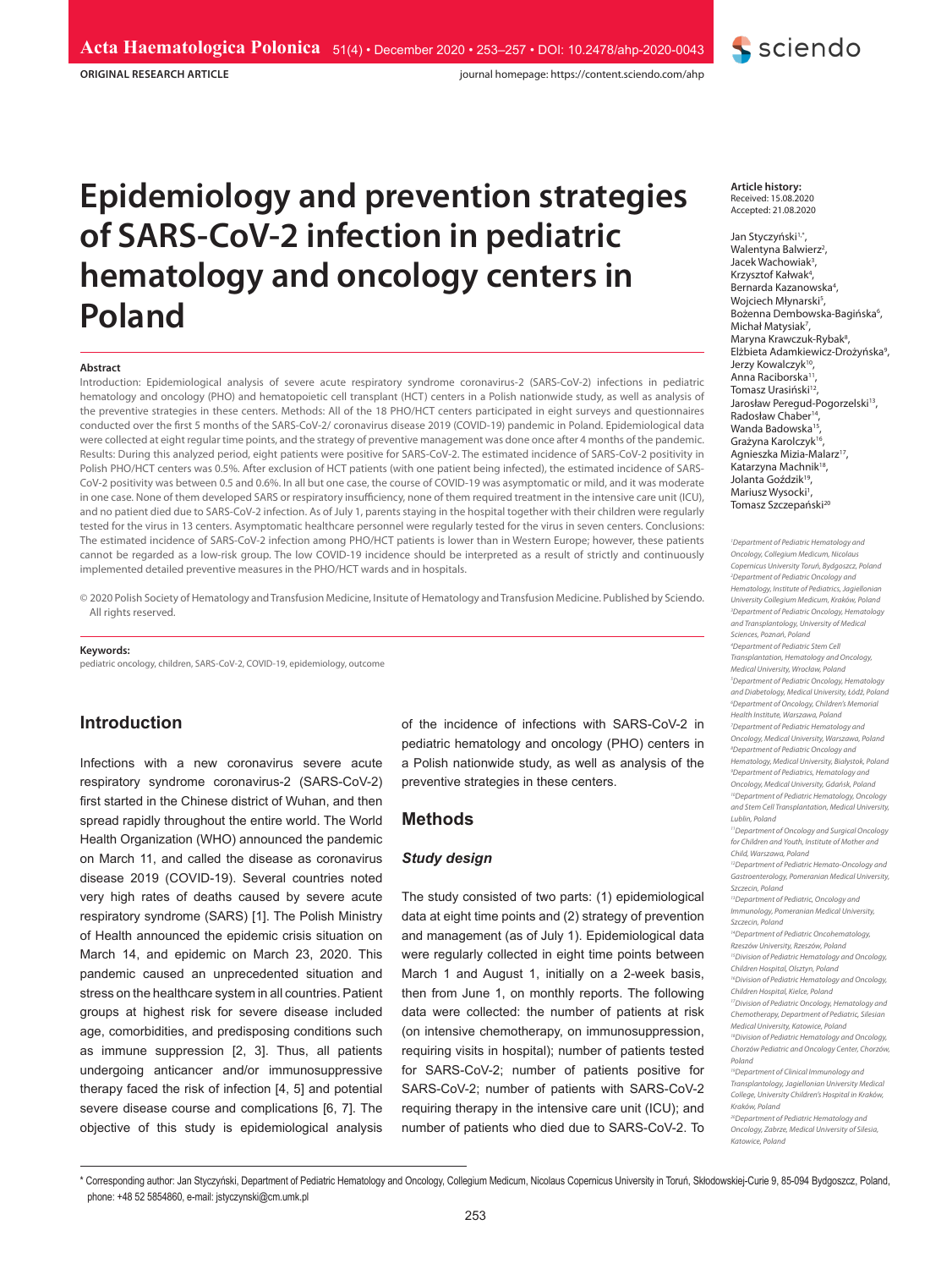ORIGINAL RESEARCH ARTICLE

# Epidemiology and prevention strategies of SARS-CoV-2 infection in pediatric hematology and oncology centers in Poland

**Article history:**
Received: 15.08.2020
Accepted: 21.08.2020

Jan Styczyński[1,*], Walentyna Balwierz[2], Jacek Wachowiak[3], Krzysztof Kałwak[4], Bernarda Kazanowska[4], Wojciech Młynarski[5], Bożenna Dembowska-Bagińska[6], Michał Matysiak[7], Maryna Krawczuk-Rybak[8], Elżbieta Adamkiewicz-Drożyńska[9], Jerzy Kowalczyk[10], Anna Raciborska[11], Tomasz Urasiński[12], Jarosław Peregud-Pogorzelski[13], Radosław Chaber[14], Wanda Badowska[15], Grażyna Karolczyk[16], Agnieszka Mizia-Malarz[17], Katarzyna Machnik[18], Jolanta Goździk[19], Mariusz Wysocki[1], Tomasz Szczepański[20]

[1]Department of Pediatric Hematology and Oncology, Collegium Medicum, Nicolaus Copernicus University Toruń, Bydgoszcz, Poland
[2]Department of Pediatric Oncology and Hematology, Institute of Pediatrics, Jagiellonian University Collegium Medicum, Kraków, Poland
[3]Department of Pediatric Oncology, Hematology and Transplantology, University of Medical Sciences, Poznań, Poland
[4]Department of Pediatric Stem Cell Transplantation, Hematology and Oncology, Medical University, Wrocław, Poland
[5]Department of Pediatric Oncology, Hematology and Diabetology, Medical University, Łódź, Poland
[6]Department of Oncology, Children's Memorial Health Institute, Warszawa, Poland
[7]Department of Pediatric Hematology and Oncology, Medical University, Warszawa, Poland
[8]Department of Pediatric Oncology and Hematology, Medical University, Białystok, Poland
[9]Department of Pediatrics, Hematology and Oncology, Medical University, Gdańsk, Poland
[10]Department of Pediatric Hematology, Oncology and Stem Cell Transplantation, Medical University, Lublin, Poland
[11]Department of Oncology and Surgical Oncology for Children and Youth, Institute of Mother and Child, Warszawa, Poland
[12]Department of Pediatric Hemato-Oncology and Gastroenterology, Pomeranian Medical University, Szczecin, Poland
[13]Department of Pediatric, Oncology and Immunology, Pomeranian Medical University, Szczecin, Poland
[14]Department of Pediatric Oncohematology, Rzeszów University, Rzeszów, Poland
[15]Division of Pediatric Hematology and Oncology, Children Hospital, Olsztyn, Poland
[16]Division of Pediatric Hematology and Oncology, Children Hospital, Kielce, Poland
[17]Division of Pediatric Oncology, Hematology and Chemotherapy, Department of Pediatric, Silesian Medical University, Katowice, Poland
[18]Division of Pediatric Hematology and Oncology, Chorzów Pediatric and Oncology Center, Chorzów, Poland
[19]Department of Clinical Immunology and Transplantology, Jagiellonian University Medical College, University Children's Hospital in Kraków, Kraków, Poland
[20]Department of Pediatric Hematology and Oncology, Zabrze, Medical University of Silesia, Katowice, Poland

### Abstract

Introduction: Epidemiological analysis of severe acute respiratory syndrome coronavirus-2 (SARS-CoV-2) infections in pediatric hematology and oncology (PHO) and hematopoietic cell transplant (HCT) centers in a Polish nationwide study, as well as analysis of the preventive strategies in these centers. Methods: All of the 18 PHO/HCT centers participated in eight surveys and questionnaires conducted over the first 5 months of the SARS-CoV-2/ coronavirus disease 2019 (COVID-19) pandemic in Poland. Epidemiological data were collected at eight regular time points, and the strategy of preventive management was done once after 4 months of the pandemic. Results: During this analyzed period, eight patients were positive for SARS-CoV-2. The estimated incidence of SARS-CoV-2 positivity in Polish PHO/HCT centers was 0.5%. After exclusion of HCT patients (with one patient being infected), the estimated incidence of SARS-CoV-2 positivity was between 0.5 and 0.6%. In all but one case, the course of COVID-19 was asymptomatic or mild, and it was moderate in one case. None of them developed SARS or respiratory insufficiency, none of them required treatment in the intensive care unit (ICU), and no patient died due to SARS-CoV-2 infection. As of July 1, parents staying in the hospital together with their children were regularly tested for the virus in 13 centers. Asymptomatic healthcare personnel were regularly tested for the virus in seven centers. Conclusions: The estimated incidence of SARS-CoV-2 infection among PHO/HCT patients is lower than in Western Europe; however, these patients cannot be regarded as a low-risk group. The low COVID-19 incidence should be interpreted as a result of strictly and continuously implemented detailed preventive measures in the PHO/HCT wards and in hospitals.

© 2020 Polish Society of Hematology and Transfusion Medicine, Insitute of Hematology and Transfusion Medicine. Published by Sciendo. All rights reserved.

**Keywords:**
pediatric oncology, children, SARS-CoV-2, COVID-19, epidemiology, outcome

## Introduction

Infections with a new coronavirus severe acute respiratory syndrome coronavirus-2 (SARS-CoV-2) first started in the Chinese district of Wuhan, and then spread rapidly throughout the entire world. The World Health Organization (WHO) announced the pandemic on March 11, and called the disease as coronavirus disease 2019 (COVID-19). Several countries noted very high rates of deaths caused by severe acute respiratory syndrome (SARS) [1]. The Polish Ministry of Health announced the epidemic crisis situation on March 14, and epidemic on March 23, 2020. This pandemic caused an unprecedented situation and stress on the healthcare system in all countries. Patient groups at highest risk for severe disease included age, comorbidities, and predisposing conditions such as immune suppression [2, 3]. Thus, all patients undergoing anticancer and/or immunosuppressive therapy faced the risk of infection [4, 5] and potential severe disease course and complications [6, 7]. The objective of this study is epidemiological analysis of the incidence of infections with SARS-CoV-2 in pediatric hematology and oncology (PHO) centers in a Polish nationwide study, as well as analysis of the preventive strategies in these centers.

## Methods

### *Study design*

The study consisted of two parts: (1) epidemiological data at eight time points and (2) strategy of prevention and management (as of July 1). Epidemiological data were regularly collected in eight time points between March 1 and August 1, initially on a 2-week basis, then from June 1, on monthly reports. The following data were collected: the number of patients at risk (on intensive chemotherapy, on immunosuppression, requiring visits in hospital); number of patients tested for SARS-CoV-2; number of patients positive for SARS-CoV-2; number of patients with SARS-CoV-2 requiring therapy in the intensive care unit (ICU); and number of patients who died due to SARS-CoV-2. To

* Corresponding author: Jan Styczyński, Department of Pediatric Hematology and Oncology, Collegium Medicum, Nicolaus Copernicus University in Toruń, Skłodowskiej-Curie 9, 85-094 Bydgoszcz, Poland, phone: +48 52 5854860, e-mail: jstyczynski@cm.umk.pl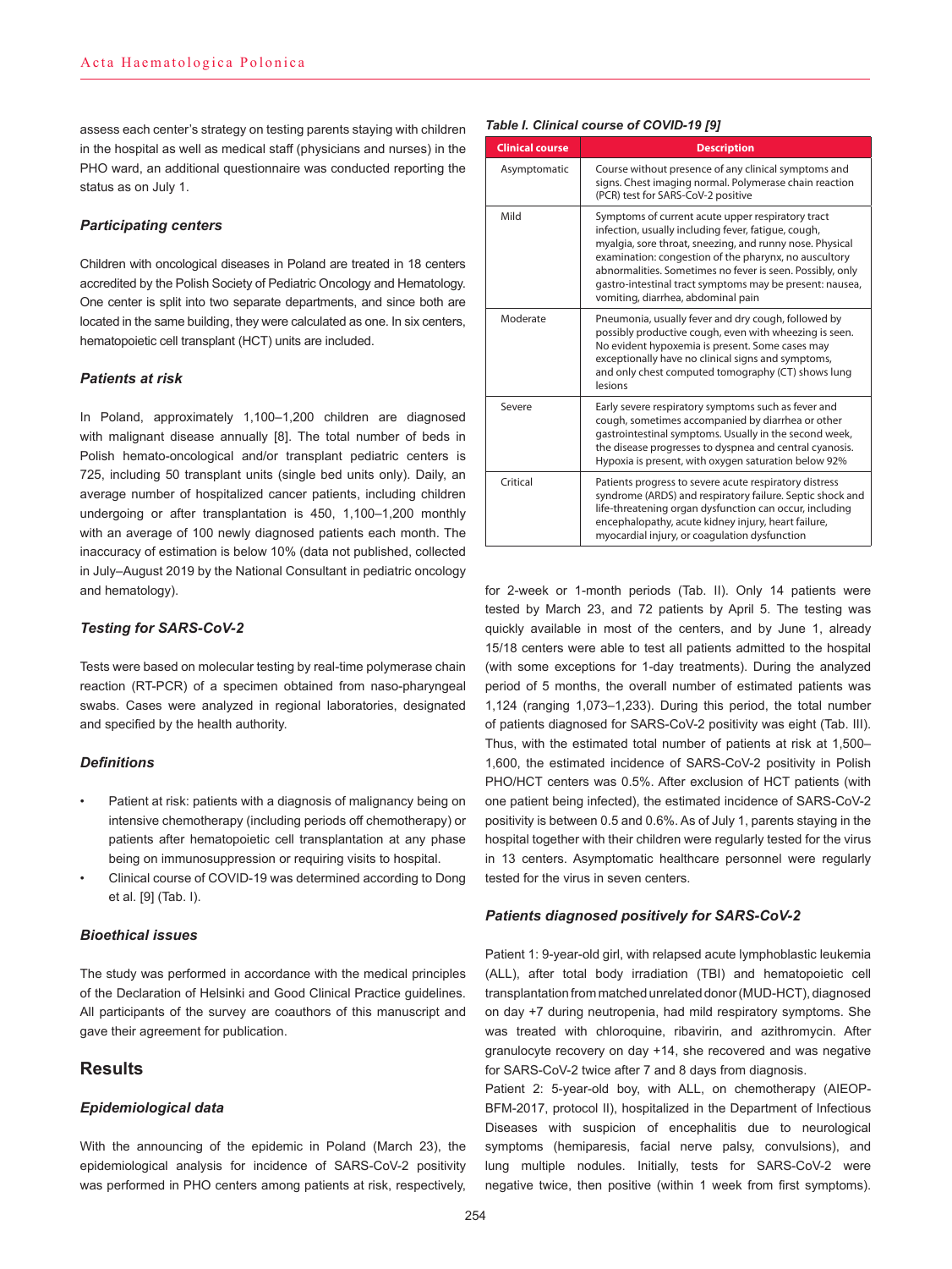assess each center's strategy on testing parents staying with children in the hospital as well as medical staff (physicians and nurses) in the PHO ward, an additional questionnaire was conducted reporting the status as on July 1.

### *Participating centers*

Children with oncological diseases in Poland are treated in 18 centers accredited by the Polish Society of Pediatric Oncology and Hematology. One center is split into two separate departments, and since both are located in the same building, they were calculated as one. In six centers, hematopoietic cell transplant (HCT) units are included.

### *Patients at risk*

In Poland, approximately 1,100–1,200 children are diagnosed with malignant disease annually [8]. The total number of beds in Polish hemato-oncological and/or transplant pediatric centers is 725, including 50 transplant units (single bed units only). Daily, an average number of hospitalized cancer patients, including children undergoing or after transplantation is 450, 1,100–1,200 monthly with an average of 100 newly diagnosed patients each month. The inaccuracy of estimation is below 10% (data not published, collected in July–August 2019 by the National Consultant in pediatric oncology and hematology).

### *Testing for SARS-CoV-2*

Tests were based on molecular testing by real-time polymerase chain reaction (RT-PCR) of a specimen obtained from naso-pharyngeal swabs. Cases were analyzed in regional laboratories, designated and specified by the health authority.

### *Definitions*

- Patient at risk: patients with a diagnosis of malignancy being on intensive chemotherapy (including periods off chemotherapy) or patients after hematopoietic cell transplantation at any phase being on immunosuppression or requiring visits to hospital.
- Clinical course of COVID-19 was determined according to Dong et al. [9] (Tab. I).

### *Bioethical issues*

The study was performed in accordance with the medical principles of the Declaration of Helsinki and Good Clinical Practice guidelines. All participants of the survey are coauthors of this manuscript and gave their agreement for publication.

## Results

### *Epidemiological data*

With the announcing of the epidemic in Poland (March 23), the epidemiological analysis for incidence of SARS-CoV-2 positivity was performed in PHO centers among patients at risk, respectively, for 2-week or 1-month periods (Tab. II). Only 14 patients were tested by March 23, and 72 patients by April 5. The testing was quickly available in most of the centers, and by June 1, already 15/18 centers were able to test all patients admitted to the hospital (with some exceptions for 1-day treatments). During the analyzed period of 5 months, the overall number of estimated patients was 1,124 (ranging 1,073–1,233). During this period, the total number of patients diagnosed for SARS-CoV-2 positivity was eight (Tab. III). Thus, with the estimated total number of patients at risk at 1,500–1,600, the estimated incidence of SARS-CoV-2 positivity in Polish PHO/HCT centers was 0.5%. After exclusion of HCT patients (with one patient being infected), the estimated incidence of SARS-CoV-2 positivity is between 0.5 and 0.6%. As of July 1, parents staying in the hospital together with their children were regularly tested for the virus in 13 centers. Asymptomatic healthcare personnel were regularly tested for the virus in seven centers.

***Table I. Clinical course of COVID-19 [9]***

| Clinical course | Description |
|---|---|
| Asymptomatic | Course without presence of any clinical symptoms and signs. Chest imaging normal. Polymerase chain reaction (PCR) test for SARS-CoV-2 positive |
| Mild | Symptoms of current acute upper respiratory tract infection, usually including fever, fatigue, cough, myalgia, sore throat, sneezing, and runny nose. Physical examination: congestion of the pharynx, no auscultory abnormalities. Sometimes no fever is seen. Possibly, only gastro-intestinal tract symptoms may be present: nausea, vomiting, diarrhea, abdominal pain |
| Moderate | Pneumonia, usually fever and dry cough, followed by possibly productive cough, even with wheezing is seen. No evident hypoxemia is present. Some cases may exceptionally have no clinical signs and symptoms, and only chest computed tomography (CT) shows lung lesions |
| Severe | Early severe respiratory symptoms such as fever and cough, sometimes accompanied by diarrhea or other gastrointestinal symptoms. Usually in the second week, the disease progresses to dyspnea and central cyanosis. Hypoxia is present, with oxygen saturation below 92% |
| Critical | Patients progress to severe acute respiratory distress syndrome (ARDS) and respiratory failure. Septic shock and life-threatening organ dysfunction can occur, including encephalopathy, acute kidney injury, heart failure, myocardial injury, or coagulation dysfunction |

### *Patients diagnosed positively for SARS-CoV-2*

Patient 1: 9-year-old girl, with relapsed acute lymphoblastic leukemia (ALL), after total body irradiation (TBI) and hematopoietic cell transplantation from matched unrelated donor (MUD-HCT), diagnosed on day +7 during neutropenia, had mild respiratory symptoms. She was treated with chloroquine, ribavirin, and azithromycin. After granulocyte recovery on day +14, she recovered and was negative for SARS-CoV-2 twice after 7 and 8 days from diagnosis.

Patient 2: 5-year-old boy, with ALL, on chemotherapy (AIEOP-BFM-2017, protocol II), hospitalized in the Department of Infectious Diseases with suspicion of encephalitis due to neurological symptoms (hemiparesis, facial nerve palsy, convulsions), and lung multiple nodules. Initially, tests for SARS-CoV-2 were negative twice, then positive (within 1 week from first symptoms).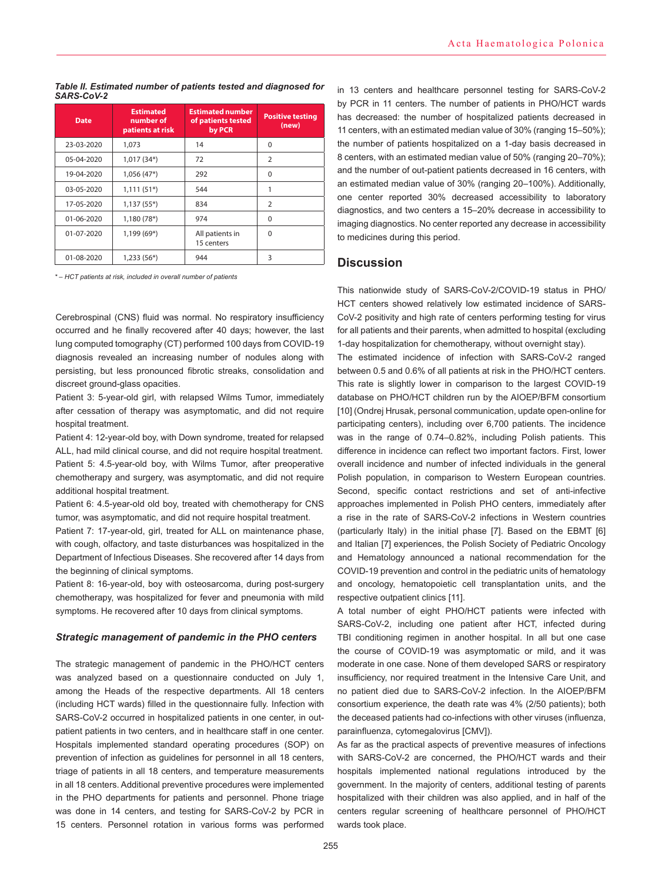**Table II. Estimated number of patients tested and diagnosed for SARS-CoV-2**

| Date | Estimated number of patients at risk | Estimated number of patients tested by PCR | Positive testing (new) |
|---|---|---|---|
| 23-03-2020 | 1,073 | 14 | 0 |
| 05-04-2020 | 1,017 (34*) | 72 | 2 |
| 19-04-2020 | 1,056 (47*) | 292 | 0 |
| 03-05-2020 | 1,111 (51*) | 544 | 1 |
| 17-05-2020 | 1,137 (55*) | 834 | 2 |
| 01-06-2020 | 1,180 (78*) | 974 | 0 |
| 01-07-2020 | 1,199 (69*) | All patients in 15 centers | 0 |
| 01-08-2020 | 1,233 (56*) | 944 | 3 |

*\* – HCT patients at risk, included in overall number of patients*

Cerebrospinal (CNS) fluid was normal. No respiratory insufficiency occurred and he finally recovered after 40 days; however, the last lung computed tomography (CT) performed 100 days from COVID-19 diagnosis revealed an increasing number of nodules along with persisting, but less pronounced fibrotic streaks, consolidation and discreet ground-glass opacities.

Patient 3: 5-year-old girl, with relapsed Wilms Tumor, immediately after cessation of therapy was asymptomatic, and did not require hospital treatment.

Patient 4: 12-year-old boy, with Down syndrome, treated for relapsed ALL, had mild clinical course, and did not require hospital treatment.

Patient 5: 4.5-year-old boy, with Wilms Tumor, after preoperative chemotherapy and surgery, was asymptomatic, and did not require additional hospital treatment.

Patient 6: 4.5-year-old old boy, treated with chemotherapy for CNS tumor, was asymptomatic, and did not require hospital treatment.

Patient 7: 17-year-old, girl, treated for ALL on maintenance phase, with cough, olfactory, and taste disturbances was hospitalized in the Department of Infectious Diseases. She recovered after 14 days from the beginning of clinical symptoms.

Patient 8: 16-year-old, boy with osteosarcoma, during post-surgery chemotherapy, was hospitalized for fever and pneumonia with mild symptoms. He recovered after 10 days from clinical symptoms.

### Strategic management of pandemic in the PHO centers

The strategic management of pandemic in the PHO/HCT centers was analyzed based on a questionnaire conducted on July 1, among the Heads of the respective departments. All 18 centers (including HCT wards) filled in the questionnaire fully. Infection with SARS-CoV-2 occurred in hospitalized patients in one center, in out-patient patients in two centers, and in healthcare staff in one center. Hospitals implemented standard operating procedures (SOP) on prevention of infection as guidelines for personnel in all 18 centers, triage of patients in all 18 centers, and temperature measurements in all 18 centers. Additional preventive procedures were implemented in the PHO departments for patients and personnel. Phone triage was done in 14 centers, and testing for SARS-CoV-2 by PCR in 15 centers. Personnel rotation in various forms was performed in 13 centers and healthcare personnel testing for SARS-CoV-2 by PCR in 11 centers. The number of patients in PHO/HCT wards has decreased: the number of hospitalized patients decreased in 11 centers, with an estimated median value of 30% (ranging 15–50%); the number of patients hospitalized on a 1-day basis decreased in 8 centers, with an estimated median value of 50% (ranging 20–70%); and the number of out-patient patients decreased in 16 centers, with an estimated median value of 30% (ranging 20–100%). Additionally, one center reported 30% decreased accessibility to laboratory diagnostics, and two centers a 15–20% decrease in accessibility to imaging diagnostics. No center reported any decrease in accessibility to medicines during this period.

## Discussion

This nationwide study of SARS-CoV-2/COVID-19 status in PHO/HCT centers showed relatively low estimated incidence of SARS-CoV-2 positivity and high rate of centers performing testing for virus for all patients and their parents, when admitted to hospital (excluding 1-day hospitalization for chemotherapy, without overnight stay).

The estimated incidence of infection with SARS-CoV-2 ranged between 0.5 and 0.6% of all patients at risk in the PHO/HCT centers. This rate is slightly lower in comparison to the largest COVID-19 database on PHO/HCT children run by the AIOEP/BFM consortium [10] (Ondrej Hrusak, personal communication, update open-online for participating centers), including over 6,700 patients. The incidence was in the range of 0.74–0.82%, including Polish patients. This difference in incidence can reflect two important factors. First, lower overall incidence and number of infected individuals in the general Polish population, in comparison to Western European countries. Second, specific contact restrictions and set of anti-infective approaches implemented in Polish PHO centers, immediately after a rise in the rate of SARS-CoV-2 infections in Western countries (particularly Italy) in the initial phase [7]. Based on the EBMT [6] and Italian [7] experiences, the Polish Society of Pediatric Oncology and Hematology announced a national recommendation for the COVID-19 prevention and control in the pediatric units of hematology and oncology, hematopoietic cell transplantation units, and the respective outpatient clinics [11].

A total number of eight PHO/HCT patients were infected with SARS-CoV-2, including one patient after HCT, infected during TBI conditioning regimen in another hospital. In all but one case the course of COVID-19 was asymptomatic or mild, and it was moderate in one case. None of them developed SARS or respiratory insufficiency, nor required treatment in the Intensive Care Unit, and no patient died due to SARS-CoV-2 infection. In the AIOEP/BFM consortium experience, the death rate was 4% (2/50 patients); both the deceased patients had co-infections with other viruses (influenza, parainfluenza, cytomegalovirus [CMV]).

As far as the practical aspects of preventive measures of infections with SARS-CoV-2 are concerned, the PHO/HCT wards and their hospitals implemented national regulations introduced by the government. In the majority of centers, additional testing of parents hospitalized with their children was also applied, and in half of the centers regular screening of healthcare personnel of PHO/HCT wards took place.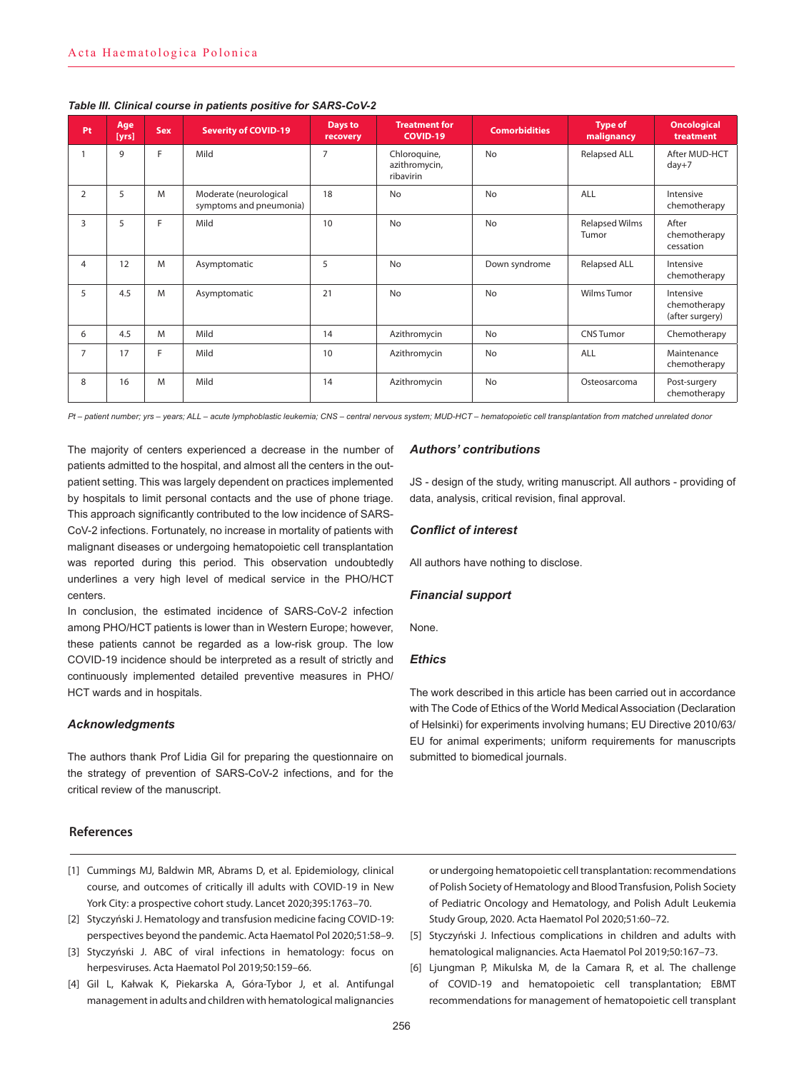*Table III. Clinical course in patients positive for SARS-CoV-2*

| Pt | Age [yrs] | Sex | Severity of COVID-19 | Days to recovery | Treatment for COVID-19 | Comorbidities | Type of malignancy | Oncological treatment |
|---|---|---|---|---|---|---|---|---|
| 1 | 9 | F | Mild | 7 | Chloroquine, azithromycin, ribavirin | No | Relapsed ALL | After MUD-HCT day+7 |
| 2 | 5 | M | Moderate (neurological symptoms and pneumonia) | 18 | No | No | ALL | Intensive chemotherapy |
| 3 | 5 | F | Mild | 10 | No | No | Relapsed Wilms Tumor | After chemotherapy cessation |
| 4 | 12 | M | Asymptomatic | 5 | No | Down syndrome | Relapsed ALL | Intensive chemotherapy |
| 5 | 4.5 | M | Asymptomatic | 21 | No | No | Wilms Tumor | Intensive chemotherapy (after surgery) |
| 6 | 4.5 | M | Mild | 14 | Azithromycin | No | CNS Tumor | Chemotherapy |
| 7 | 17 | F | Mild | 10 | Azithromycin | No | ALL | Maintenance chemotherapy |
| 8 | 16 | M | Mild | 14 | Azithromycin | No | Osteosarcoma | Post-surgery chemotherapy |

*Pt – patient number; yrs – years; ALL – acute lymphoblastic leukemia; CNS – central nervous system; MUD-HCT – hematopoietic cell transplantation from matched unrelated donor*

The majority of centers experienced a decrease in the number of patients admitted to the hospital, and almost all the centers in the outpatient setting. This was largely dependent on practices implemented by hospitals to limit personal contacts and the use of phone triage. This approach significantly contributed to the low incidence of SARS-CoV-2 infections. Fortunately, no increase in mortality of patients with malignant diseases or undergoing hematopoietic cell transplantation was reported during this period. This observation undoubtedly underlines a very high level of medical service in the PHO/HCT centers.

In conclusion, the estimated incidence of SARS-CoV-2 infection among PHO/HCT patients is lower than in Western Europe; however, these patients cannot be regarded as a low-risk group. The low COVID-19 incidence should be interpreted as a result of strictly and continuously implemented detailed preventive measures in PHO/HCT wards and in hospitals.

### *Acknowledgments*

The authors thank Prof Lidia Gil for preparing the questionnaire on the strategy of prevention of SARS-CoV-2 infections, and for the critical review of the manuscript.

### *Authors' contributions*

JS - design of the study, writing manuscript. All authors - providing of data, analysis, critical revision, final approval.

### *Conflict of interest*

All authors have nothing to disclose.

### *Financial support*

None.

### *Ethics*

The work described in this article has been carried out in accordance with The Code of Ethics of the World Medical Association (Declaration of Helsinki) for experiments involving humans; EU Directive 2010/63/EU for animal experiments; uniform requirements for manuscripts submitted to biomedical journals.

## References

[1] Cummings MJ, Baldwin MR, Abrams D, et al. Epidemiology, clinical course, and outcomes of critically ill adults with COVID-19 in New York City: a prospective cohort study. Lancet 2020;395:1763–70.

[2] Styczyński J. Hematology and transfusion medicine facing COVID-19: perspectives beyond the pandemic. Acta Haematol Pol 2020;51:58–9.

[3] Styczyński J. ABC of viral infections in hematology: focus on herpesviruses. Acta Haematol Pol 2019;50:159–66.

[4] Gil L, Kałwak K, Piekarska A, Góra-Tybor J, et al. Antifungal management in adults and children with hematological malignancies or undergoing hematopoietic cell transplantation: recommendations of Polish Society of Hematology and Blood Transfusion, Polish Society of Pediatric Oncology and Hematology, and Polish Adult Leukemia Study Group, 2020. Acta Haematol Pol 2020;51:60–72.

[5] Styczyński J. Infectious complications in children and adults with hematological malignancies. Acta Haematol Pol 2019;50:167–73.

[6] Ljungman P, Mikulska M, de la Camara R, et al. The challenge of COVID-19 and hematopoietic cell transplantation; EBMT recommendations for management of hematopoietic cell transplant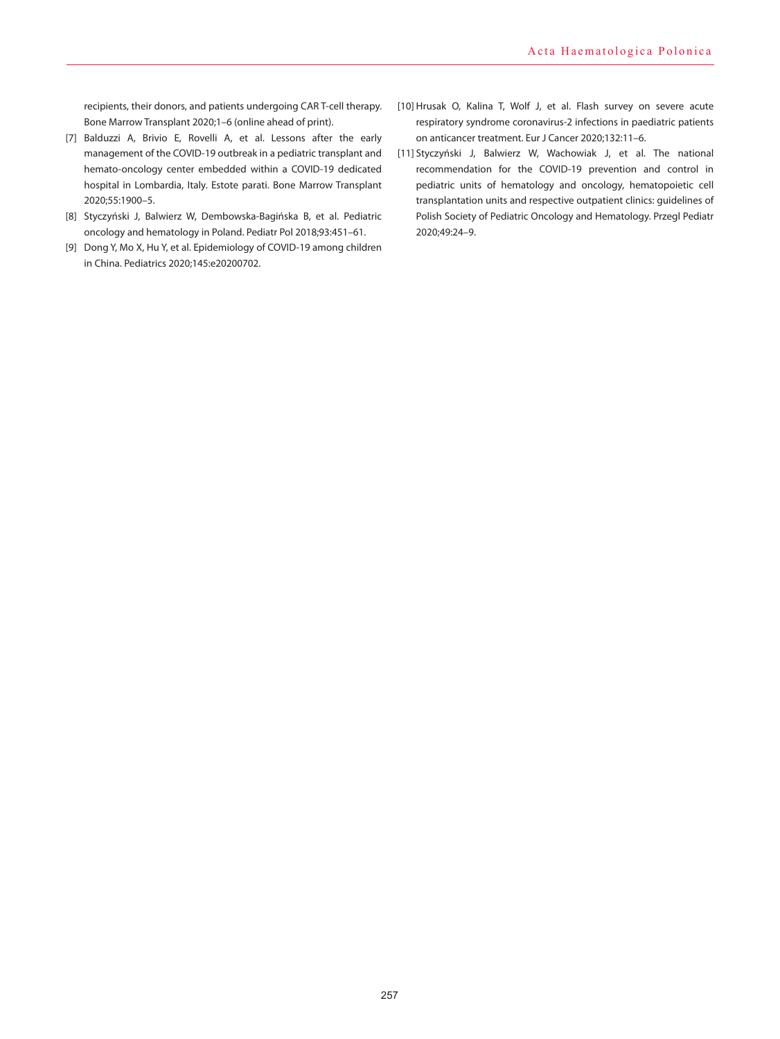recipients, their donors, and patients undergoing CAR T-cell therapy. Bone Marrow Transplant 2020;1–6 (online ahead of print).

[7] Balduzzi A, Brivio E, Rovelli A, et al. Lessons after the early management of the COVID-19 outbreak in a pediatric transplant and hemato-oncology center embedded within a COVID-19 dedicated hospital in Lombardia, Italy. Estote parati. Bone Marrow Transplant 2020;55:1900–5.

[8] Styczyński J, Balwierz W, Dembowska-Bagińska B, et al. Pediatric oncology and hematology in Poland. Pediatr Pol 2018;93:451–61.

[9] Dong Y, Mo X, Hu Y, et al. Epidemiology of COVID-19 among children in China. Pediatrics 2020;145:e20200702.

[10] Hrusak O, Kalina T, Wolf J, et al. Flash survey on severe acute respiratory syndrome coronavirus-2 infections in paediatric patients on anticancer treatment. Eur J Cancer 2020;132:11–6.

[11] Styczyński J, Balwierz W, Wachowiak J, et al. The national recommendation for the COVID-19 prevention and control in pediatric units of hematology and oncology, hematopoietic cell transplantation units and respective outpatient clinics: guidelines of Polish Society of Pediatric Oncology and Hematology. Przegl Pediatr 2020;49:24–9.